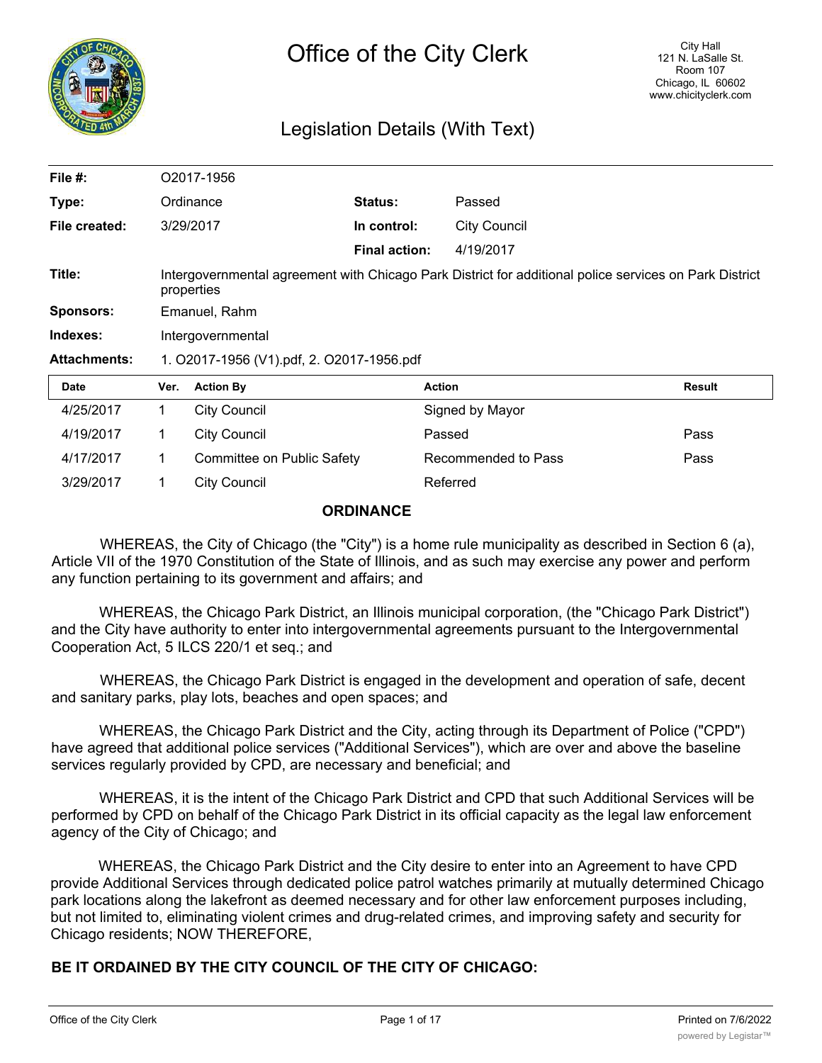# Office of the City Clerk

City Hall
121 N. LaSalle St.
Room 107
Chicago, IL 60602
www.chicityclerk.com

## Legislation Details (With Text)

| | | | |
|---|---|---|---|
| **File #:** | O2017-1956 | | |
| **Type:** | Ordinance | **Status:** | Passed |
| **File created:** | 3/29/2017 | **In control:** | City Council |
| | | **Final action:** | 4/19/2017 |
| **Title:** | Intergovernmental agreement with Chicago Park District for additional police services on Park District properties | | |
| **Sponsors:** | Emanuel, Rahm | | |
| **Indexes:** | Intergovernmental | | |
| **Attachments:** | 1. O2017-1956 (V1).pdf, 2. O2017-1956.pdf | | |

| Date | Ver. | Action By | Action | Result |
|---|---|---|---|---|
| 4/25/2017 | 1 | City Council | Signed by Mayor | |
| 4/19/2017 | 1 | City Council | Passed | Pass |
| 4/17/2017 | 1 | Committee on Public Safety | Recommended to Pass | Pass |
| 3/29/2017 | 1 | City Council | Referred | |

**ORDINANCE**

WHEREAS, the City of Chicago (the "City") is a home rule municipality as described in Section 6 (a), Article VII of the 1970 Constitution of the State of Illinois, and as such may exercise any power and perform any function pertaining to its government and affairs; and

WHEREAS, the Chicago Park District, an Illinois municipal corporation, (the "Chicago Park District") and the City have authority to enter into intergovernmental agreements pursuant to the Intergovernmental Cooperation Act, 5 ILCS 220/1 et seq.; and

WHEREAS, the Chicago Park District is engaged in the development and operation of safe, decent and sanitary parks, play lots, beaches and open spaces; and

WHEREAS, the Chicago Park District and the City, acting through its Department of Police ("CPD") have agreed that additional police services ("Additional Services"), which are over and above the baseline services regularly provided by CPD, are necessary and beneficial; and

WHEREAS, it is the intent of the Chicago Park District and CPD that such Additional Services will be performed by CPD on behalf of the Chicago Park District in its official capacity as the legal law enforcement agency of the City of Chicago; and

WHEREAS, the Chicago Park District and the City desire to enter into an Agreement to have CPD provide Additional Services through dedicated police patrol watches primarily at mutually determined Chicago park locations along the lakefront as deemed necessary and for other law enforcement purposes including, but not limited to, eliminating violent crimes and drug-related crimes, and improving safety and security for Chicago residents; NOW THEREFORE,

**BE IT ORDAINED BY THE CITY COUNCIL OF THE CITY OF CHICAGO:**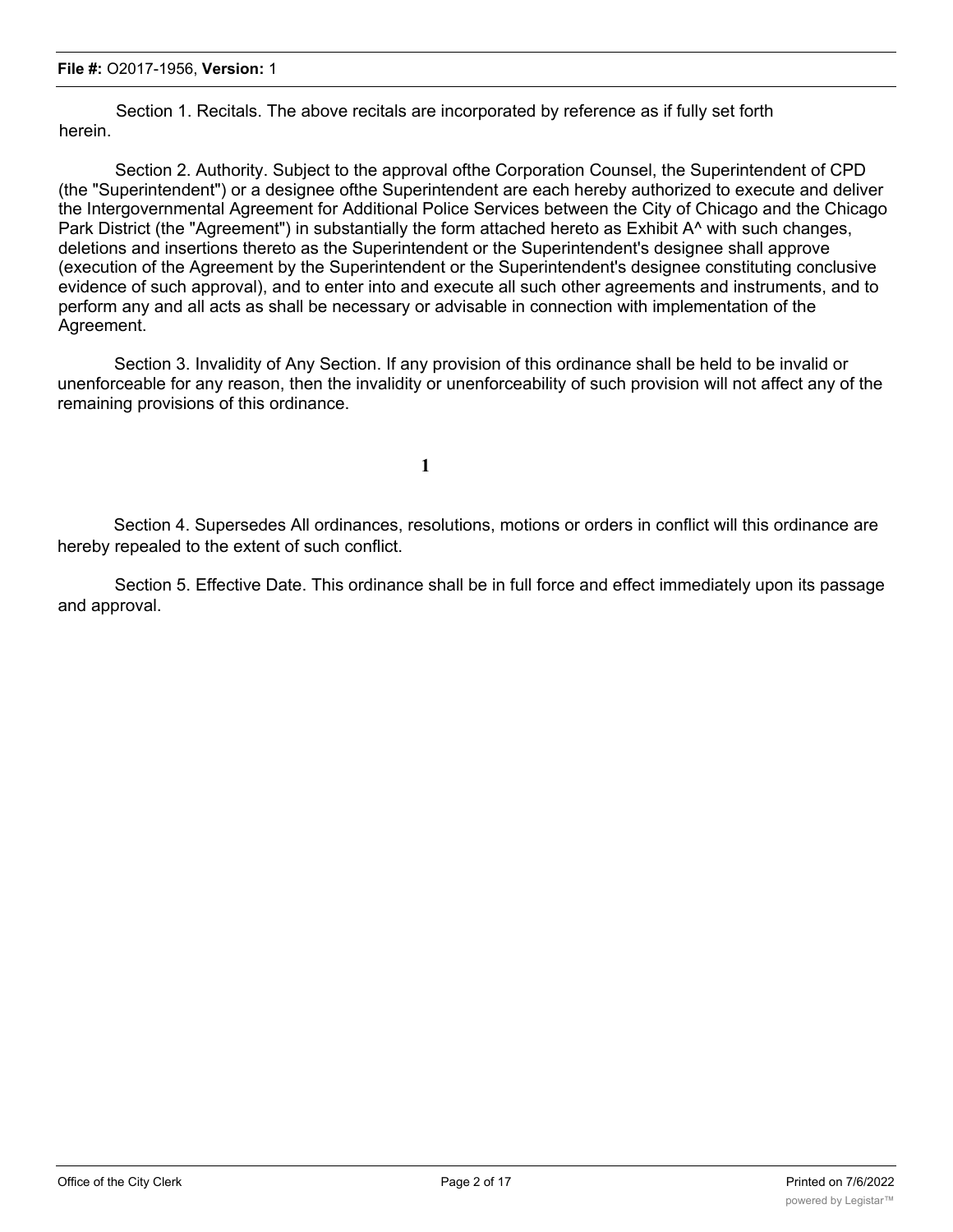Section 1. Recitals. The above recitals are incorporated by reference as if fully set forth herein.

Section 2. Authority. Subject to the approval ofthe Corporation Counsel, the Superintendent of CPD (the "Superintendent") or a designee ofthe Superintendent are each hereby authorized to execute and deliver the Intergovernmental Agreement for Additional Police Services between the City of Chicago and the Chicago Park District (the "Agreement") in substantially the form attached hereto as Exhibit A^ with such changes, deletions and insertions thereto as the Superintendent or the Superintendent's designee shall approve (execution of the Agreement by the Superintendent or the Superintendent's designee constituting conclusive evidence of such approval), and to enter into and execute all such other agreements and instruments, and to perform any and all acts as shall be necessary or advisable in connection with implementation of the Agreement.

Section 3. Invalidity of Any Section. If any provision of this ordinance shall be held to be invalid or unenforceable for any reason, then the invalidity or unenforceability of such provision will not affect any of the remaining provisions of this ordinance.

Section 4. Supersedes All ordinances, resolutions, motions or orders in conflict will this ordinance are hereby repealed to the extent of such conflict.

Section 5. Effective Date. This ordinance shall be in full force and effect immediately upon its passage and approval.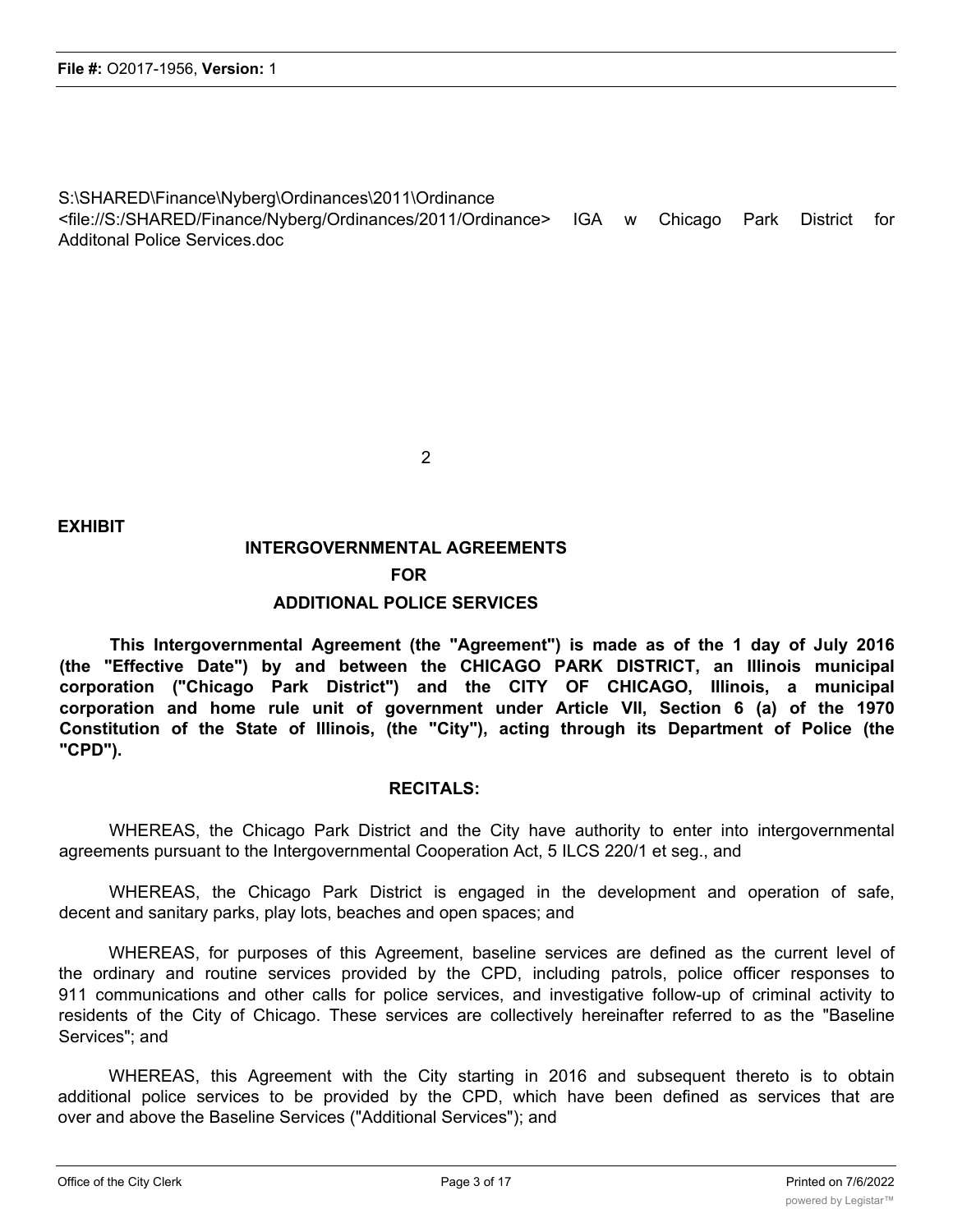S:\SHARED\Finance\Nyberg\Ordinances\2011\Ordinance <file://S:/SHARED/Finance/Nyberg/Ordinances/2011/Ordinance> IGA w Chicago Park District for Additonal Police Services.doc

**EXHIBIT**

## INTERGOVERNMENTAL AGREEMENTS
## FOR
## ADDITIONAL POLICE SERVICES

**This Intergovernmental Agreement (the "Agreement") is made as of the 1 day of July 2016 (the "Effective Date") by and between the CHICAGO PARK DISTRICT, an Illinois municipal corporation ("Chicago Park District") and the CITY OF CHICAGO, Illinois, a municipal corporation and home rule unit of government under Article VII, Section 6 (a) of the 1970 Constitution of the State of Illinois, (the "City"), acting through its Department of Police (the "CPD").**

### RECITALS:

WHEREAS, the Chicago Park District and the City have authority to enter into intergovernmental agreements pursuant to the Intergovernmental Cooperation Act, 5 ILCS 220/1 et seg., and

WHEREAS, the Chicago Park District is engaged in the development and operation of safe, decent and sanitary parks, play lots, beaches and open spaces; and

WHEREAS, for purposes of this Agreement, baseline services are defined as the current level of the ordinary and routine services provided by the CPD, including patrols, police officer responses to 911 communications and other calls for police services, and investigative follow-up of criminal activity to residents of the City of Chicago. These services are collectively hereinafter referred to as the "Baseline Services"; and

WHEREAS, this Agreement with the City starting in 2016 and subsequent thereto is to obtain additional police services to be provided by the CPD, which have been defined as services that are over and above the Baseline Services ("Additional Services"); and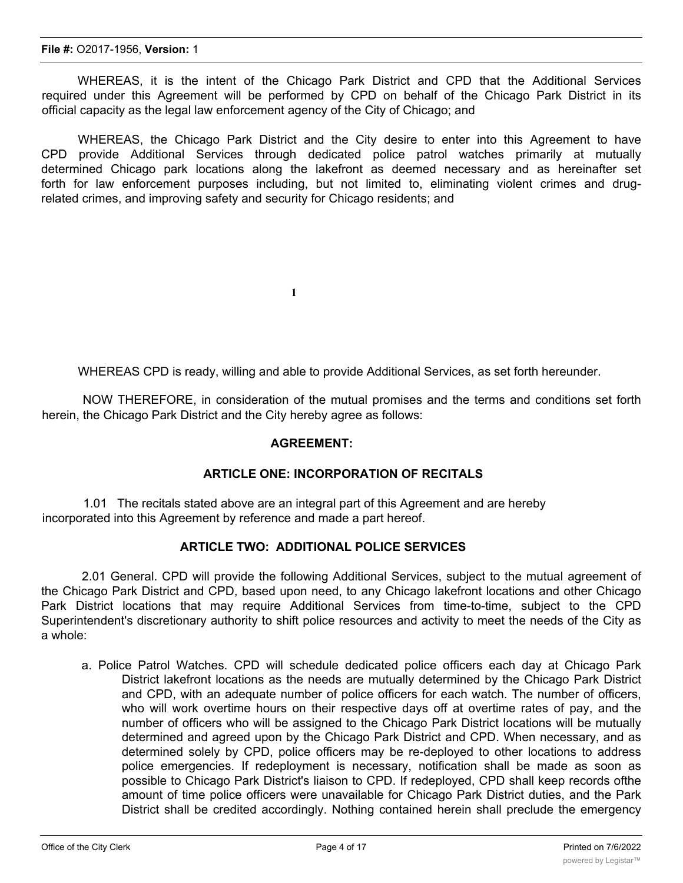WHEREAS, it is the intent of the Chicago Park District and CPD that the Additional Services required under this Agreement will be performed by CPD on behalf of the Chicago Park District in its official capacity as the legal law enforcement agency of the City of Chicago; and

WHEREAS, the Chicago Park District and the City desire to enter into this Agreement to have CPD provide Additional Services through dedicated police patrol watches primarily at mutually determined Chicago park locations along the lakefront as deemed necessary and as hereinafter set forth for law enforcement purposes including, but not limited to, eliminating violent crimes and drug-related crimes, and improving safety and security for Chicago residents; and

WHEREAS CPD is ready, willing and able to provide Additional Services, as set forth hereunder.

NOW THEREFORE, in consideration of the mutual promises and the terms and conditions set forth herein, the Chicago Park District and the City hereby agree as follows:

**AGREEMENT:**

## ARTICLE ONE: INCORPORATION OF RECITALS

1.01 The recitals stated above are an integral part of this Agreement and are hereby incorporated into this Agreement by reference and made a part hereof.

## ARTICLE TWO: ADDITIONAL POLICE SERVICES

2.01 General. CPD will provide the following Additional Services, subject to the mutual agreement of the Chicago Park District and CPD, based upon need, to any Chicago lakefront locations and other Chicago Park District locations that may require Additional Services from time-to-time, subject to the CPD Superintendent's discretionary authority to shift police resources and activity to meet the needs of the City as a whole:

a. Police Patrol Watches. CPD will schedule dedicated police officers each day at Chicago Park District lakefront locations as the needs are mutually determined by the Chicago Park District and CPD, with an adequate number of police officers for each watch. The number of officers, who will work overtime hours on their respective days off at overtime rates of pay, and the number of officers who will be assigned to the Chicago Park District locations will be mutually determined and agreed upon by the Chicago Park District and CPD. When necessary, and as determined solely by CPD, police officers may be re-deployed to other locations to address police emergencies. If redeployment is necessary, notification shall be made as soon as possible to Chicago Park District's liaison to CPD. If redeployed, CPD shall keep records ofthe amount of time police officers were unavailable for Chicago Park District duties, and the Park District shall be credited accordingly. Nothing contained herein shall preclude the emergency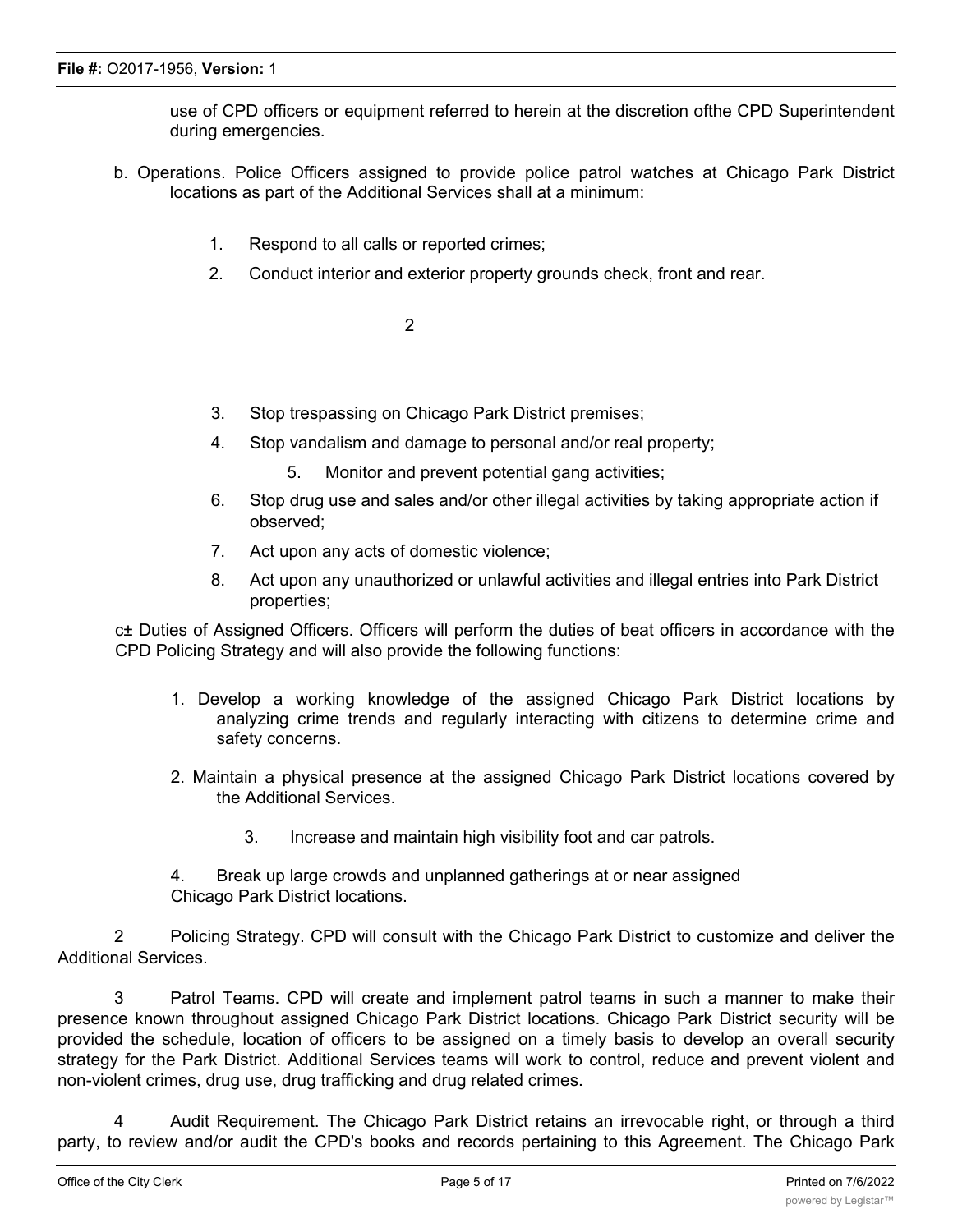use of CPD officers or equipment referred to herein at the discretion ofthe CPD Superintendent during emergencies.

b. Operations. Police Officers assigned to provide police patrol watches at Chicago Park District locations as part of the Additional Services shall at a minimum:

1. Respond to all calls or reported crimes;
2. Conduct interior and exterior property grounds check, front and rear.
3. Stop trespassing on Chicago Park District premises;
4. Stop vandalism and damage to personal and/or real property;
5. Monitor and prevent potential gang activities;
6. Stop drug use and sales and/or other illegal activities by taking appropriate action if observed;
7. Act upon any acts of domestic violence;
8. Act upon any unauthorized or unlawful activities and illegal entries into Park District properties;

c± Duties of Assigned Officers. Officers will perform the duties of beat officers in accordance with the CPD Policing Strategy and will also provide the following functions:

1. Develop a working knowledge of the assigned Chicago Park District locations by analyzing crime trends and regularly interacting with citizens to determine crime and safety concerns.
2. Maintain a physical presence at the assigned Chicago Park District locations covered by the Additional Services.
3. Increase and maintain high visibility foot and car patrols.
4. Break up large crowds and unplanned gatherings at or near assigned Chicago Park District locations.

2 Policing Strategy. CPD will consult with the Chicago Park District to customize and deliver the Additional Services.

3 Patrol Teams. CPD will create and implement patrol teams in such a manner to make their presence known throughout assigned Chicago Park District locations. Chicago Park District security will be provided the schedule, location of officers to be assigned on a timely basis to develop an overall security strategy for the Park District. Additional Services teams will work to control, reduce and prevent violent and non-violent crimes, drug use, drug trafficking and drug related crimes.

4 Audit Requirement. The Chicago Park District retains an irrevocable right, or through a third party, to review and/or audit the CPD's books and records pertaining to this Agreement. The Chicago Park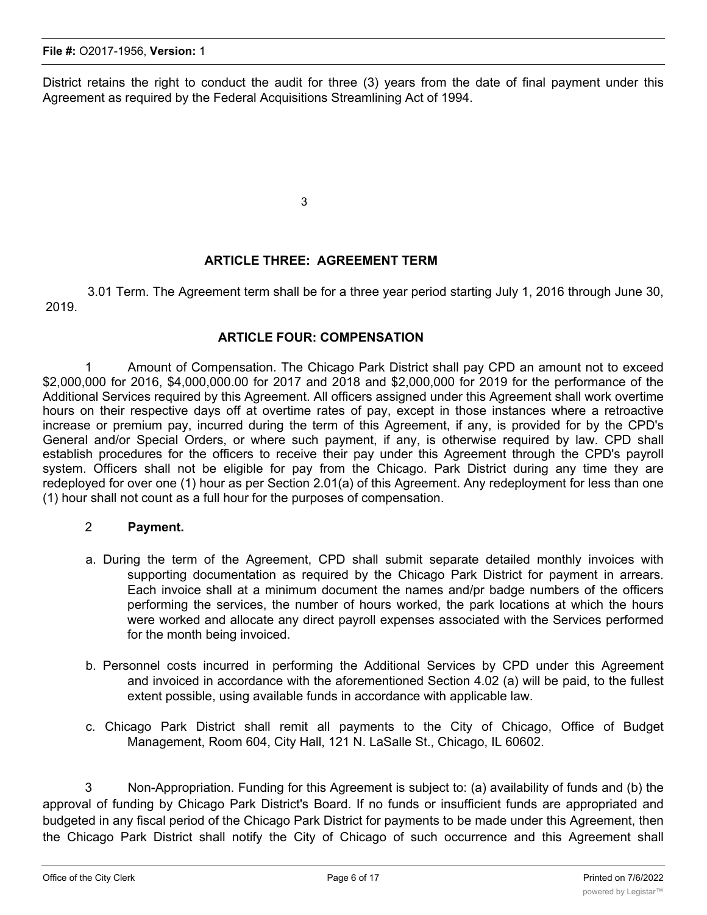District retains the right to conduct the audit for three (3) years from the date of final payment under this Agreement as required by the Federal Acquisitions Streamlining Act of 1994.

## ARTICLE THREE: AGREEMENT TERM

3.01 Term. The Agreement term shall be for a three year period starting July 1, 2016 through June 30, 2019.

## ARTICLE FOUR: COMPENSATION

1 Amount of Compensation. The Chicago Park District shall pay CPD an amount not to exceed $2,000,000 for 2016, $4,000,000.00 for 2017 and 2018 and $2,000,000 for 2019 for the performance of the Additional Services required by this Agreement. All officers assigned under this Agreement shall work overtime hours on their respective days off at overtime rates of pay, except in those instances where a retroactive increase or premium pay, incurred during the term of this Agreement, if any, is provided for by the CPD's General and/or Special Orders, or where such payment, if any, is otherwise required by law. CPD shall establish procedures for the officers to receive their pay under this Agreement through the CPD's payroll system. Officers shall not be eligible for pay from the Chicago. Park District during any time they are redeployed for over one (1) hour as per Section 2.01(a) of this Agreement. Any redeployment for less than one (1) hour shall not count as a full hour for the purposes of compensation.

2 **Payment.**

a. During the term of the Agreement, CPD shall submit separate detailed monthly invoices with supporting documentation as required by the Chicago Park District for payment in arrears. Each invoice shall at a minimum document the names and/pr badge numbers of the officers performing the services, the number of hours worked, the park locations at which the hours were worked and allocate any direct payroll expenses associated with the Services performed for the month being invoiced.

b. Personnel costs incurred in performing the Additional Services by CPD under this Agreement and invoiced in accordance with the aforementioned Section 4.02 (a) will be paid, to the fullest extent possible, using available funds in accordance with applicable law.

c. Chicago Park District shall remit all payments to the City of Chicago, Office of Budget Management, Room 604, City Hall, 121 N. LaSalle St., Chicago, IL 60602.

3 Non-Appropriation. Funding for this Agreement is subject to: (a) availability of funds and (b) the approval of funding by Chicago Park District's Board. If no funds or insufficient funds are appropriated and budgeted in any fiscal period of the Chicago Park District for payments to be made under this Agreement, then the Chicago Park District shall notify the City of Chicago of such occurrence and this Agreement shall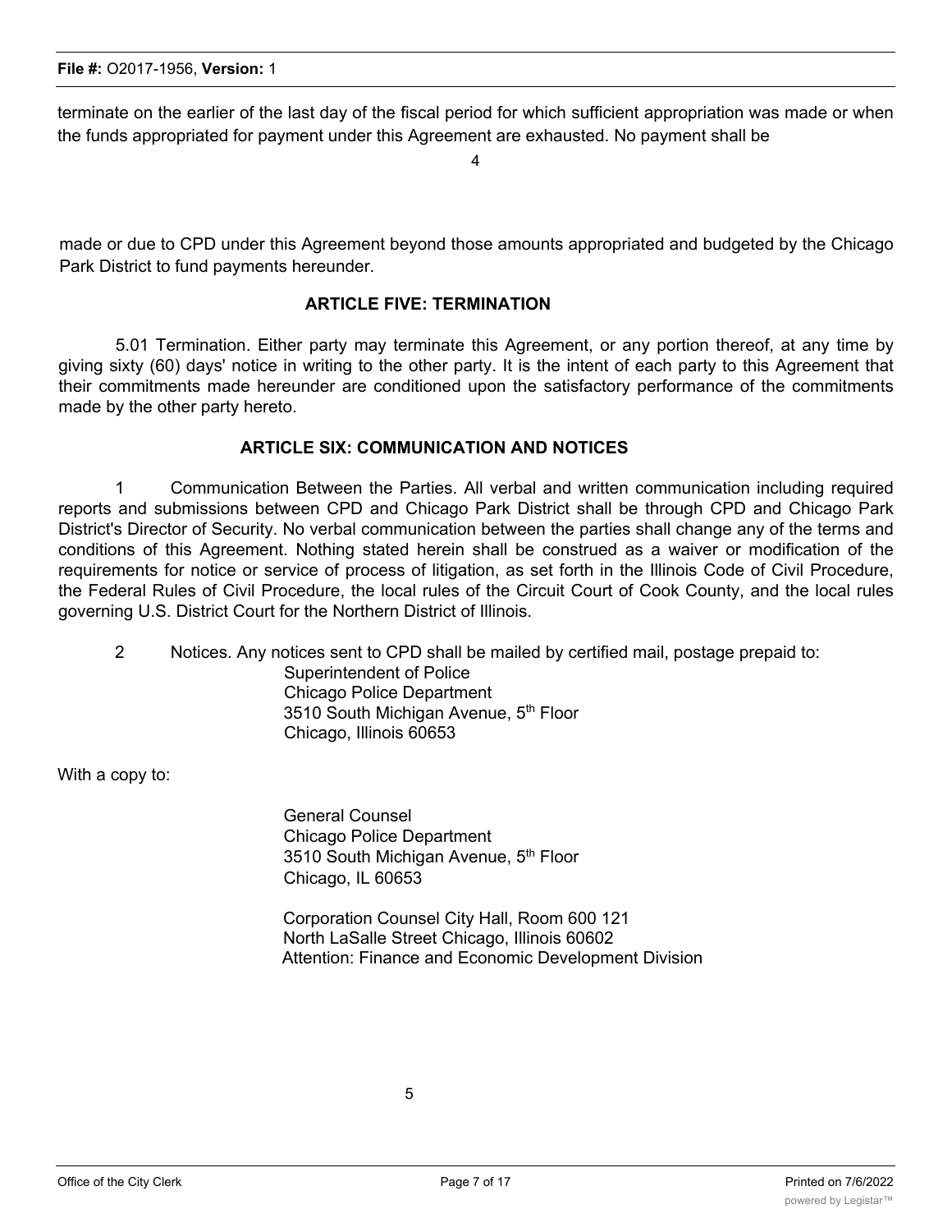terminate on the earlier of the last day of the fiscal period for which sufficient appropriation was made or when the funds appropriated for payment under this Agreement are exhausted. No payment shall be

made or due to CPD under this Agreement beyond those amounts appropriated and budgeted by the Chicago Park District to fund payments hereunder.

## ARTICLE FIVE: TERMINATION

5.01 Termination. Either party may terminate this Agreement, or any portion thereof, at any time by giving sixty (60) days' notice in writing to the other party. It is the intent of each party to this Agreement that their commitments made hereunder are conditioned upon the satisfactory performance of the commitments made by the other party hereto.

## ARTICLE SIX: COMMUNICATION AND NOTICES

1 Communication Between the Parties. All verbal and written communication including required reports and submissions between CPD and Chicago Park District shall be through CPD and Chicago Park District's Director of Security. No verbal communication between the parties shall change any of the terms and conditions of this Agreement. Nothing stated herein shall be construed as a waiver or modification of the requirements for notice or service of process of litigation, as set forth in the Illinois Code of Civil Procedure, the Federal Rules of Civil Procedure, the local rules of the Circuit Court of Cook County, and the local rules governing U.S. District Court for the Northern District of Illinois.

2 Notices. Any notices sent to CPD shall be mailed by certified mail, postage prepaid to:

Superintendent of Police
Chicago Police Department
3510 South Michigan Avenue, 5th Floor
Chicago, Illinois 60653

With a copy to:

General Counsel
Chicago Police Department
3510 South Michigan Avenue, 5th Floor
Chicago, IL 60653

Corporation Counsel City Hall, Room 600 121
North LaSalle Street Chicago, Illinois 60602
Attention: Finance and Economic Development Division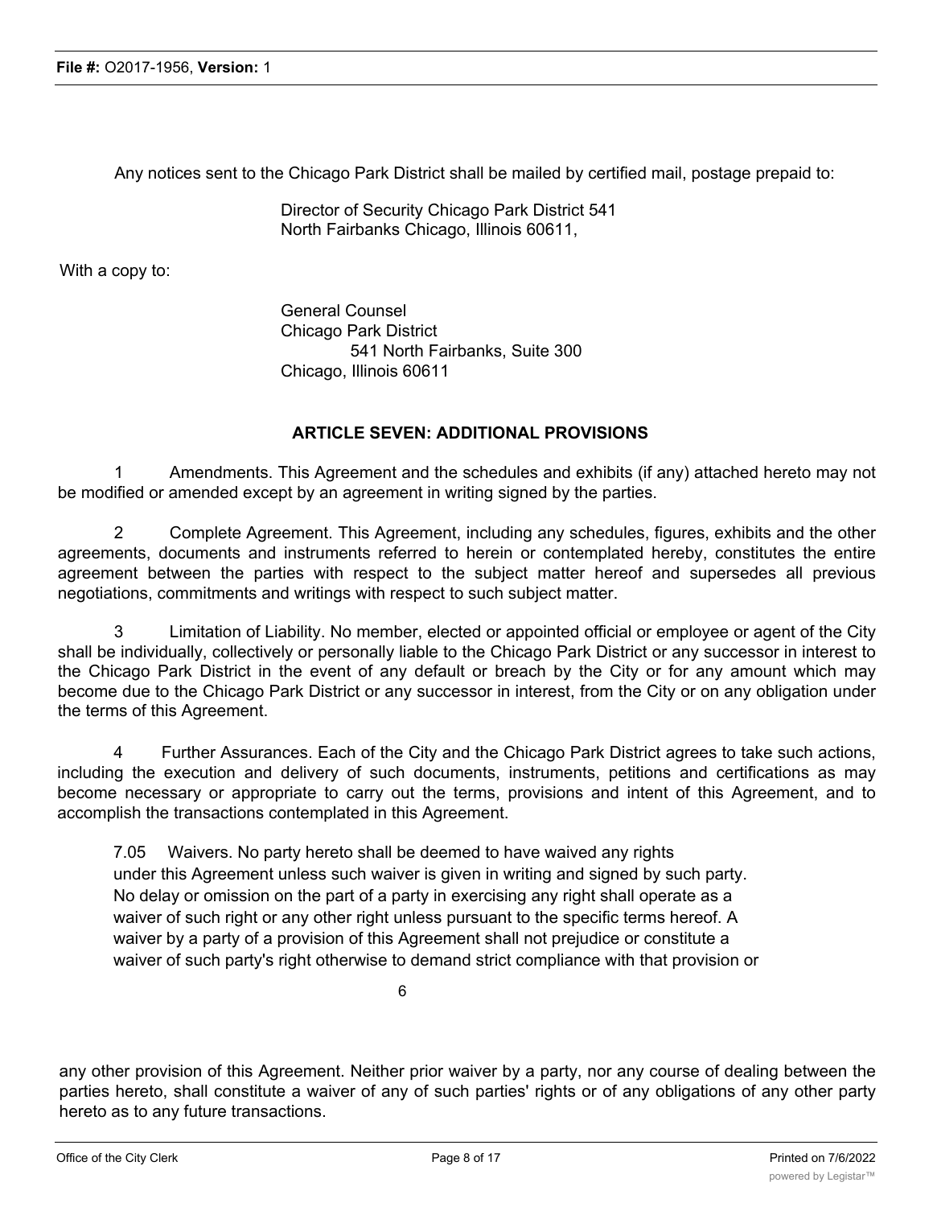Any notices sent to the Chicago Park District shall be mailed by certified mail, postage prepaid to:

Director of Security Chicago Park District 541
North Fairbanks Chicago, Illinois 60611,

With a copy to:

General Counsel
Chicago Park District
541 North Fairbanks, Suite 300
Chicago, Illinois 60611

## ARTICLE SEVEN: ADDITIONAL PROVISIONS

1 Amendments. This Agreement and the schedules and exhibits (if any) attached hereto may not be modified or amended except by an agreement in writing signed by the parties.

2 Complete Agreement. This Agreement, including any schedules, figures, exhibits and the other agreements, documents and instruments referred to herein or contemplated hereby, constitutes the entire agreement between the parties with respect to the subject matter hereof and supersedes all previous negotiations, commitments and writings with respect to such subject matter.

3 Limitation of Liability. No member, elected or appointed official or employee or agent of the City shall be individually, collectively or personally liable to the Chicago Park District or any successor in interest to the Chicago Park District in the event of any default or breach by the City or for any amount which may become due to the Chicago Park District or any successor in interest, from the City or on any obligation under the terms of this Agreement.

4 Further Assurances. Each of the City and the Chicago Park District agrees to take such actions, including the execution and delivery of such documents, instruments, petitions and certifications as may become necessary or appropriate to carry out the terms, provisions and intent of this Agreement, and to accomplish the transactions contemplated in this Agreement.

7.05 Waivers. No party hereto shall be deemed to have waived any rights under this Agreement unless such waiver is given in writing and signed by such party. No delay or omission on the part of a party in exercising any right shall operate as a waiver of such right or any other right unless pursuant to the specific terms hereof. A waiver by a party of a provision of this Agreement shall not prejudice or constitute a waiver of such party's right otherwise to demand strict compliance with that provision or any other provision of this Agreement. Neither prior waiver by a party, nor any course of dealing between the parties hereto, shall constitute a waiver of any of such parties' rights or of any obligations of any other party hereto as to any future transactions.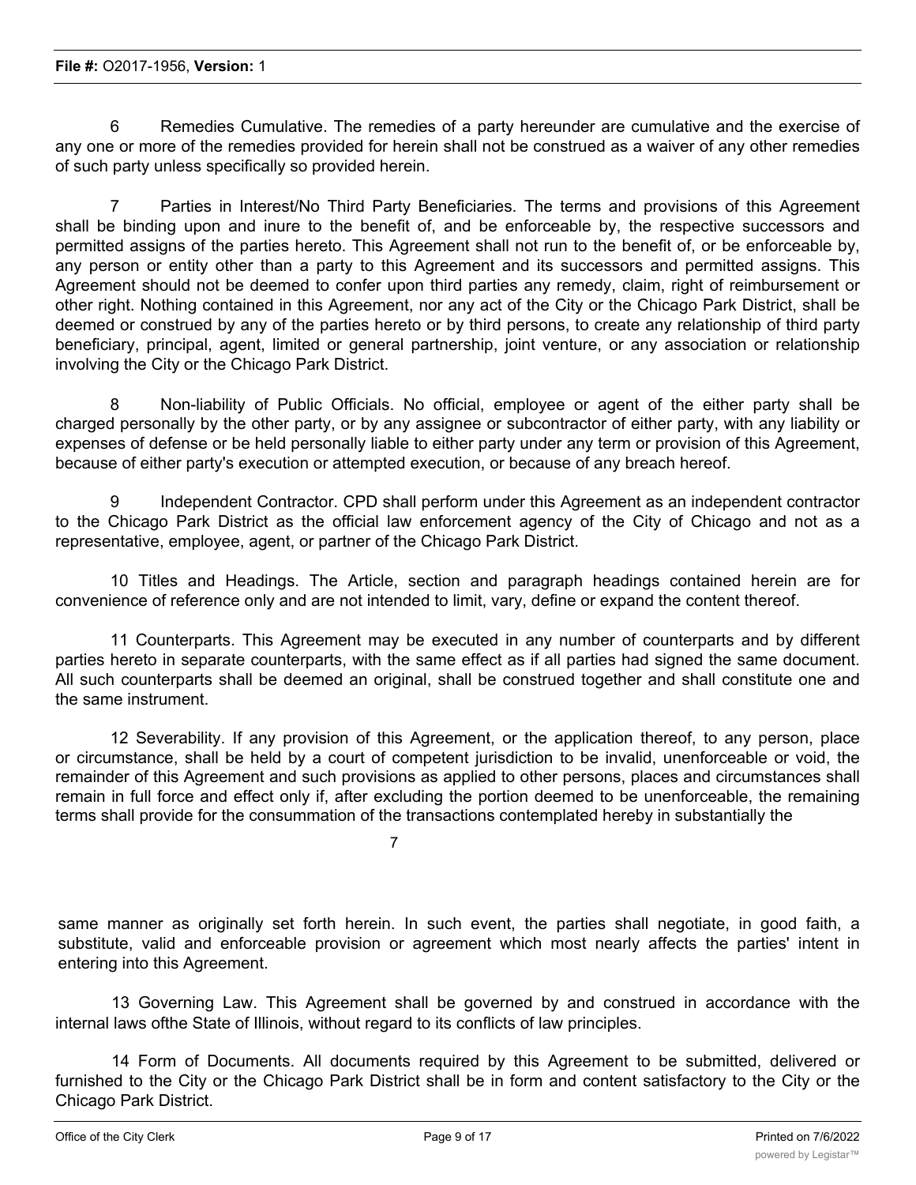6 Remedies Cumulative. The remedies of a party hereunder are cumulative and the exercise of any one or more of the remedies provided for herein shall not be construed as a waiver of any other remedies of such party unless specifically so provided herein.

7 Parties in Interest/No Third Party Beneficiaries. The terms and provisions of this Agreement shall be binding upon and inure to the benefit of, and be enforceable by, the respective successors and permitted assigns of the parties hereto. This Agreement shall not run to the benefit of, or be enforceable by, any person or entity other than a party to this Agreement and its successors and permitted assigns. This Agreement should not be deemed to confer upon third parties any remedy, claim, right of reimbursement or other right. Nothing contained in this Agreement, nor any act of the City or the Chicago Park District, shall be deemed or construed by any of the parties hereto or by third persons, to create any relationship of third party beneficiary, principal, agent, limited or general partnership, joint venture, or any association or relationship involving the City or the Chicago Park District.

8 Non-liability of Public Officials. No official, employee or agent of the either party shall be charged personally by the other party, or by any assignee or subcontractor of either party, with any liability or expenses of defense or be held personally liable to either party under any term or provision of this Agreement, because of either party's execution or attempted execution, or because of any breach hereof.

9 Independent Contractor. CPD shall perform under this Agreement as an independent contractor to the Chicago Park District as the official law enforcement agency of the City of Chicago and not as a representative, employee, agent, or partner of the Chicago Park District.

10 Titles and Headings. The Article, section and paragraph headings contained herein are for convenience of reference only and are not intended to limit, vary, define or expand the content thereof.

11 Counterparts. This Agreement may be executed in any number of counterparts and by different parties hereto in separate counterparts, with the same effect as if all parties had signed the same document. All such counterparts shall be deemed an original, shall be construed together and shall constitute one and the same instrument.

12 Severability. If any provision of this Agreement, or the application thereof, to any person, place or circumstance, shall be held by a court of competent jurisdiction to be invalid, unenforceable or void, the remainder of this Agreement and such provisions as applied to other persons, places and circumstances shall remain in full force and effect only if, after excluding the portion deemed to be unenforceable, the remaining terms shall provide for the consummation of the transactions contemplated hereby in substantially the same manner as originally set forth herein. In such event, the parties shall negotiate, in good faith, a substitute, valid and enforceable provision or agreement which most nearly affects the parties' intent in entering into this Agreement.

13 Governing Law. This Agreement shall be governed by and construed in accordance with the internal laws ofthe State of Illinois, without regard to its conflicts of law principles.

14 Form of Documents. All documents required by this Agreement to be submitted, delivered or furnished to the City or the Chicago Park District shall be in form and content satisfactory to the City or the Chicago Park District.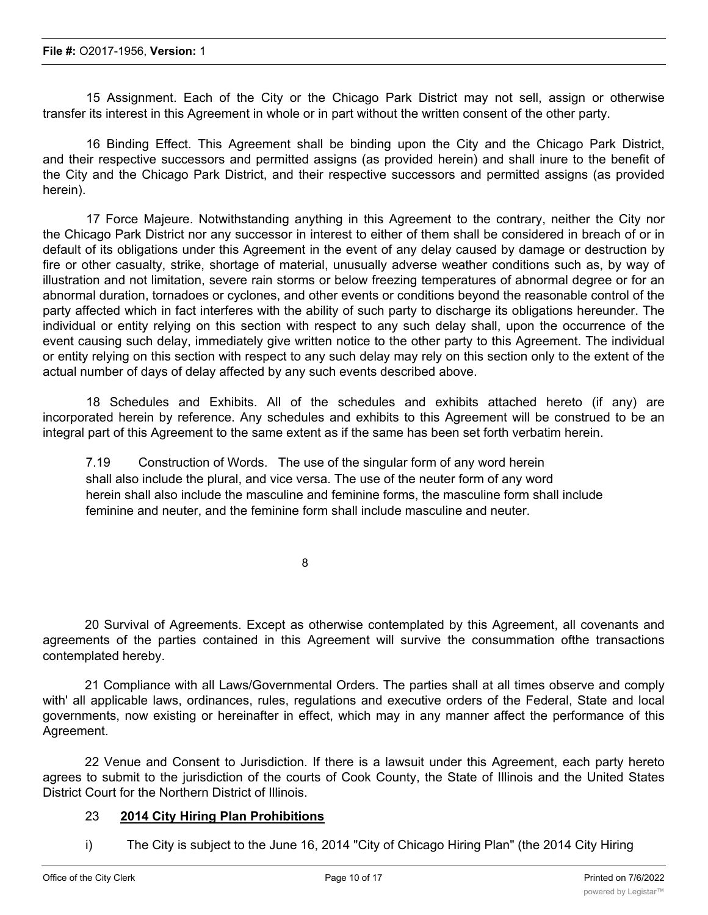15 Assignment. Each of the City or the Chicago Park District may not sell, assign or otherwise transfer its interest in this Agreement in whole or in part without the written consent of the other party.

16 Binding Effect. This Agreement shall be binding upon the City and the Chicago Park District, and their respective successors and permitted assigns (as provided herein) and shall inure to the benefit of the City and the Chicago Park District, and their respective successors and permitted assigns (as provided herein).

17 Force Majeure. Notwithstanding anything in this Agreement to the contrary, neither the City nor the Chicago Park District nor any successor in interest to either of them shall be considered in breach of or in default of its obligations under this Agreement in the event of any delay caused by damage or destruction by fire or other casualty, strike, shortage of material, unusually adverse weather conditions such as, by way of illustration and not limitation, severe rain storms or below freezing temperatures of abnormal degree or for an abnormal duration, tornadoes or cyclones, and other events or conditions beyond the reasonable control of the party affected which in fact interferes with the ability of such party to discharge its obligations hereunder. The individual or entity relying on this section with respect to any such delay shall, upon the occurrence of the event causing such delay, immediately give written notice to the other party to this Agreement. The individual or entity relying on this section with respect to any such delay may rely on this section only to the extent of the actual number of days of delay affected by any such events described above.

18 Schedules and Exhibits. All of the schedules and exhibits attached hereto (if any) are incorporated herein by reference. Any schedules and exhibits to this Agreement will be construed to be an integral part of this Agreement to the same extent as if the same has been set forth verbatim herein.

7.19 Construction of Words. The use of the singular form of any word herein shall also include the plural, and vice versa. The use of the neuter form of any word herein shall also include the masculine and feminine forms, the masculine form shall include feminine and neuter, and the feminine form shall include masculine and neuter.

20 Survival of Agreements. Except as otherwise contemplated by this Agreement, all covenants and agreements of the parties contained in this Agreement will survive the consummation ofthe transactions contemplated hereby.

21 Compliance with all Laws/Governmental Orders. The parties shall at all times observe and comply with' all applicable laws, ordinances, rules, regulations and executive orders of the Federal, State and local governments, now existing or hereinafter in effect, which may in any manner affect the performance of this Agreement.

22 Venue and Consent to Jurisdiction. If there is a lawsuit under this Agreement, each party hereto agrees to submit to the jurisdiction of the courts of Cook County, the State of Illinois and the United States District Court for the Northern District of Illinois.

23 **2014 City Hiring Plan Prohibitions**

i) The City is subject to the June 16, 2014 "City of Chicago Hiring Plan" (the 2014 City Hiring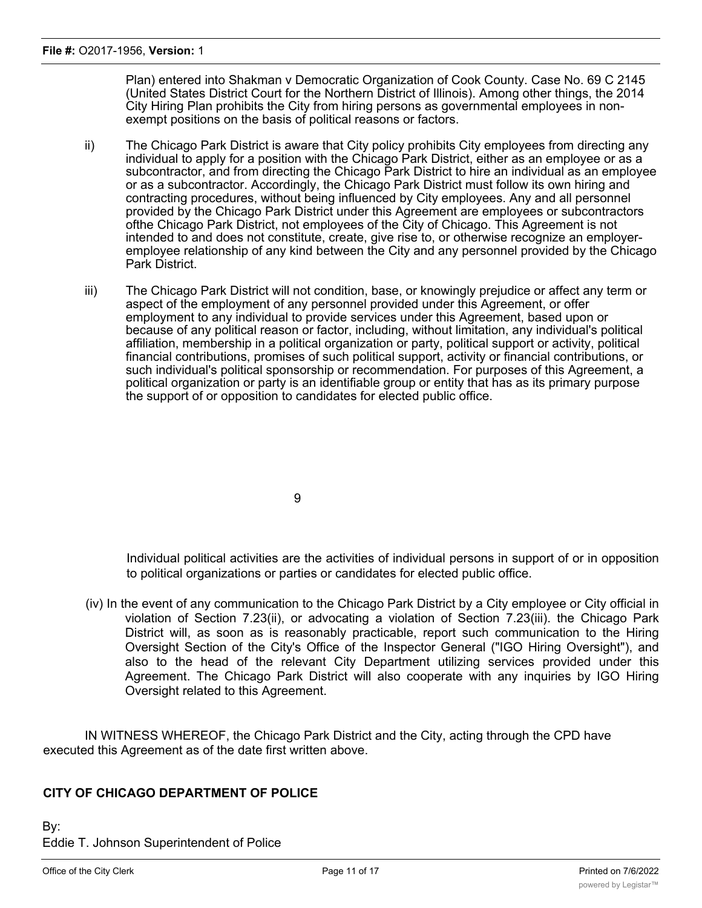Plan) entered into Shakman v Democratic Organization of Cook County. Case No. 69 C 2145 (United States District Court for the Northern District of Illinois). Among other things, the 2014 City Hiring Plan prohibits the City from hiring persons as governmental employees in non-exempt positions on the basis of political reasons or factors.

ii) The Chicago Park District is aware that City policy prohibits City employees from directing any individual to apply for a position with the Chicago Park District, either as an employee or as a subcontractor, and from directing the Chicago Park District to hire an individual as an employee or as a subcontractor. Accordingly, the Chicago Park District must follow its own hiring and contracting procedures, without being influenced by City employees. Any and all personnel provided by the Chicago Park District under this Agreement are employees or subcontractors ofthe Chicago Park District, not employees of the City of Chicago. This Agreement is not intended to and does not constitute, create, give rise to, or otherwise recognize an employer-employee relationship of any kind between the City and any personnel provided by the Chicago Park District.

iii) The Chicago Park District will not condition, base, or knowingly prejudice or affect any term or aspect of the employment of any personnel provided under this Agreement, or offer employment to any individual to provide services under this Agreement, based upon or because of any political reason or factor, including, without limitation, any individual's political affiliation, membership in a political organization or party, political support or activity, political financial contributions, promises of such political support, activity or financial contributions, or such individual's political sponsorship or recommendation. For purposes of this Agreement, a political organization or party is an identifiable group or entity that has as its primary purpose the support of or opposition to candidates for elected public office. Individual political activities are the activities of individual persons in support of or in opposition to political organizations or parties or candidates for elected public office.

(iv) In the event of any communication to the Chicago Park District by a City employee or City official in violation of Section 7.23(ii), or advocating a violation of Section 7.23(iii). the Chicago Park District will, as soon as is reasonably practicable, report such communication to the Hiring Oversight Section of the City's Office of the Inspector General ("IGO Hiring Oversight"), and also to the head of the relevant City Department utilizing services provided under this Agreement. The Chicago Park District will also cooperate with any inquiries by IGO Hiring Oversight related to this Agreement.

IN WITNESS WHEREOF, the Chicago Park District and the City, acting through the CPD have executed this Agreement as of the date first written above.

**CITY OF CHICAGO DEPARTMENT OF POLICE**

By:
Eddie T. Johnson Superintendent of Police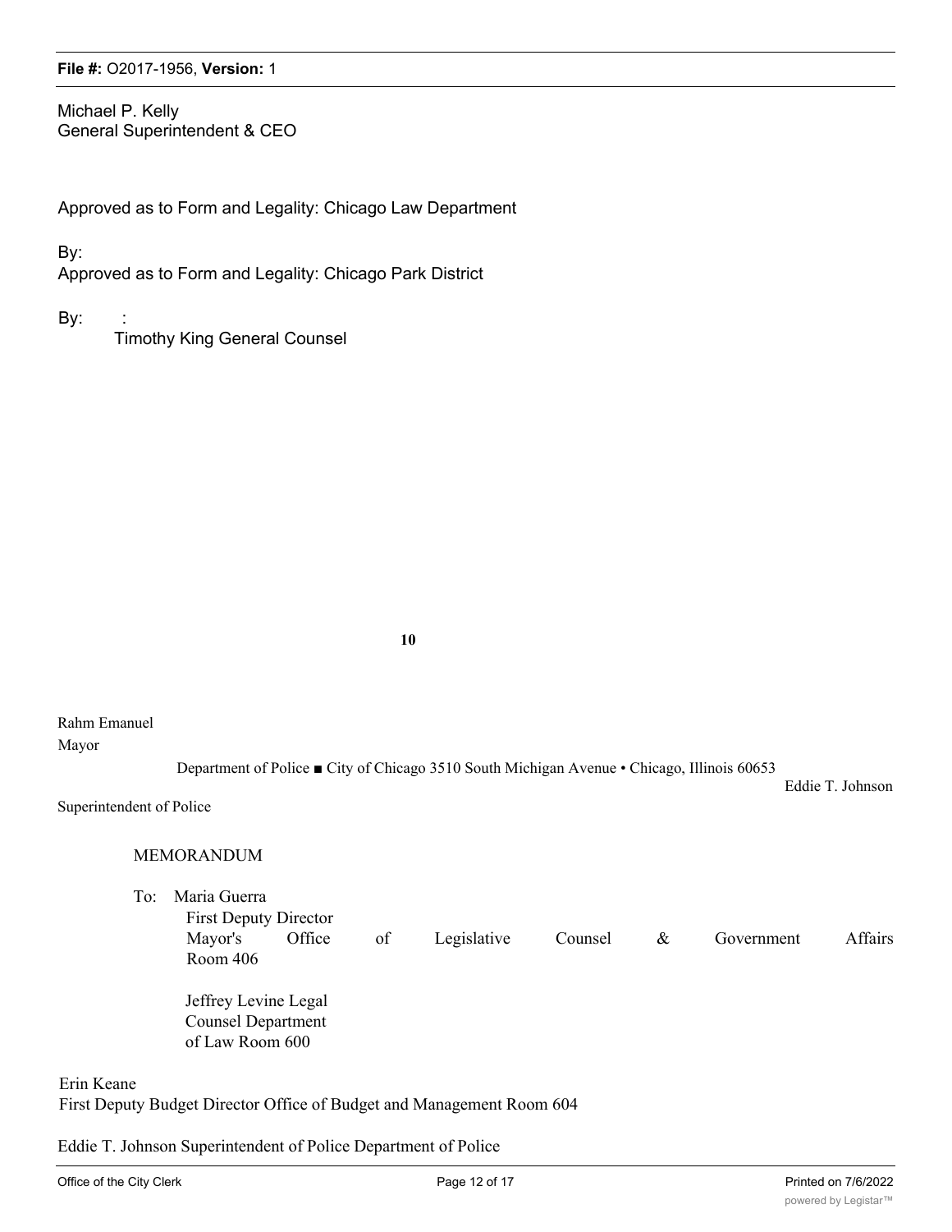Michael P. Kelly
General Superintendent & CEO

Approved as to Form and Legality: Chicago Law Department

By:
Approved as to Form and Legality: Chicago Park District

By: :
Timothy King General Counsel

10

Rahm Emanuel
Mayor

Department of Police ■ City of Chicago 3510 South Michigan Avenue • Chicago, Illinois 60653

Eddie T. Johnson
Superintendent of Police

MEMORANDUM

To: Maria Guerra
First Deputy Director
Mayor's Office of Legislative Counsel & Government Affairs
Room 406

Jeffrey Levine Legal
Counsel Department
of Law Room 600

Erin Keane
First Deputy Budget Director Office of Budget and Management Room 604

Eddie T. Johnson Superintendent of Police Department of Police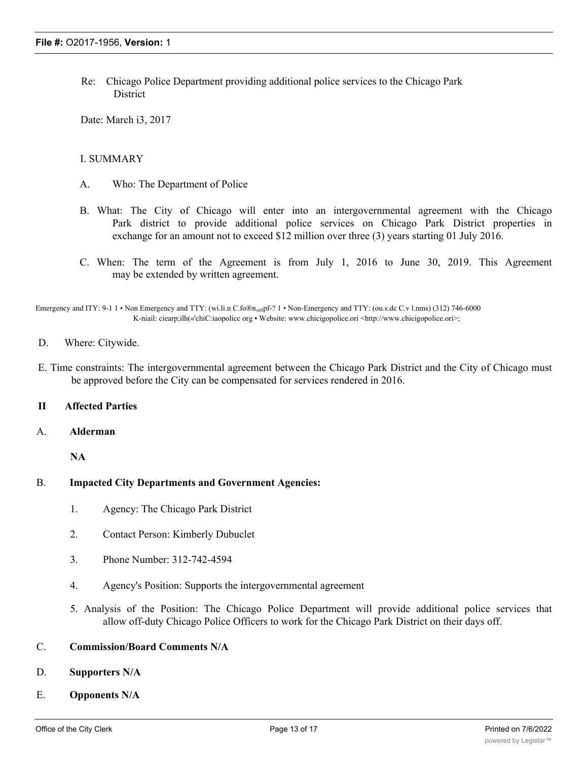Re: Chicago Police Department providing additional police services to the Chicago Park District

Date: March i3, 2017

I. SUMMARY

A. Who: The Department of Police

B. What: The City of Chicago will enter into an intergovernmental agreement with the Chicago Park district to provide additional police services on Chicago Park District properties in exchange for an amount not to exceed $12 million over three (3) years starting 01 July 2016.

C. When: The term of the Agreement is from July 1, 2016 to June 30, 2019. This Agreement may be extended by written agreement.

Emergency and ITY: 9-1 1 • Non Emergency and TTY: (wi.li.n C.fo®n„nspf-? 1 • Non-Emergency and TTY: (ou.s.dc C.v l.nms) (312) 746-6000
K-niail: ciearp;ilh(«'chiC:iaopolicc org • Website: www.chicigopolice.ori <http://www.chicigopolice.ori>;

D. Where: Citywide.

E. Time constraints: The intergovernmental agreement between the Chicago Park District and the City of Chicago must be approved before the City can be compensated for services rendered in 2016.

**II Affected Parties**

A. **Alderman**

**NA**

B. **Impacted City Departments and Government Agencies:**

1. Agency: The Chicago Park District
2. Contact Person: Kimberly Dubuclet
3. Phone Number: 312-742-4594
4. Agency's Position: Supports the intergovernmental agreement
5. Analysis of the Position: The Chicago Police Department will provide additional police services that allow off-duty Chicago Police Officers to work for the Chicago Park District on their days off.

C. **Commission/Board Comments N/A**

D. **Supporters N/A**

E. **Opponents N/A**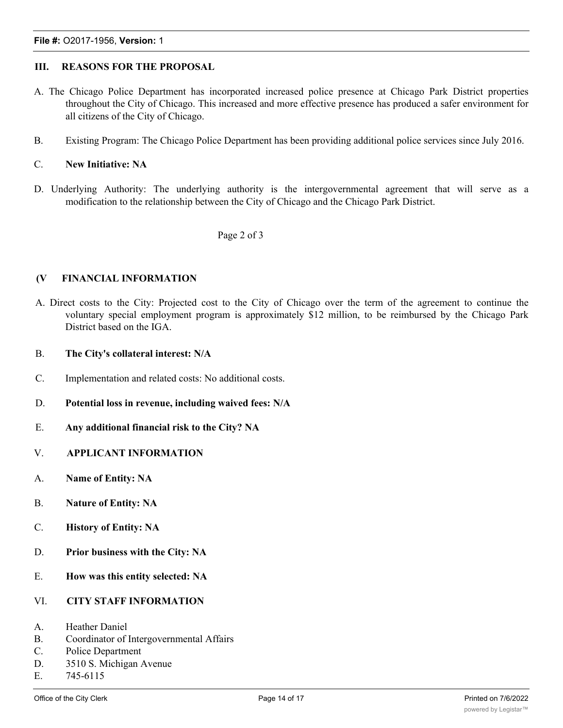### III. REASONS FOR THE PROPOSAL

A. The Chicago Police Department has incorporated increased police presence at Chicago Park District properties throughout the City of Chicago. This increased and more effective presence has produced a safer environment for all citizens of the City of Chicago.

B. Existing Program: The Chicago Police Department has been providing additional police services since July 2016.

C. **New Initiative: NA**

D. Underlying Authority: The underlying authority is the intergovernmental agreement that will serve as a modification to the relationship between the City of Chicago and the Chicago Park District.

Page 2 of 3

### (V FINANCIAL INFORMATION

A. Direct costs to the City: Projected cost to the City of Chicago over the term of the agreement to continue the voluntary special employment program is approximately $12 million, to be reimbursed by the Chicago Park District based on the IGA.

B. **The City's collateral interest: N/A**

C. Implementation and related costs: No additional costs.

D. **Potential loss in revenue, including waived fees: N/A**

E. **Any additional financial risk to the City? NA**

### V. APPLICANT INFORMATION

A. **Name of Entity: NA**

B. **Nature of Entity: NA**

C. **History of Entity: NA**

D. **Prior business with the City: NA**

E. **How was this entity selected: NA**

### VI. CITY STAFF INFORMATION

A. Heather Daniel
B. Coordinator of Intergovernmental Affairs
C. Police Department
D. 3510 S. Michigan Avenue
E. 745-6115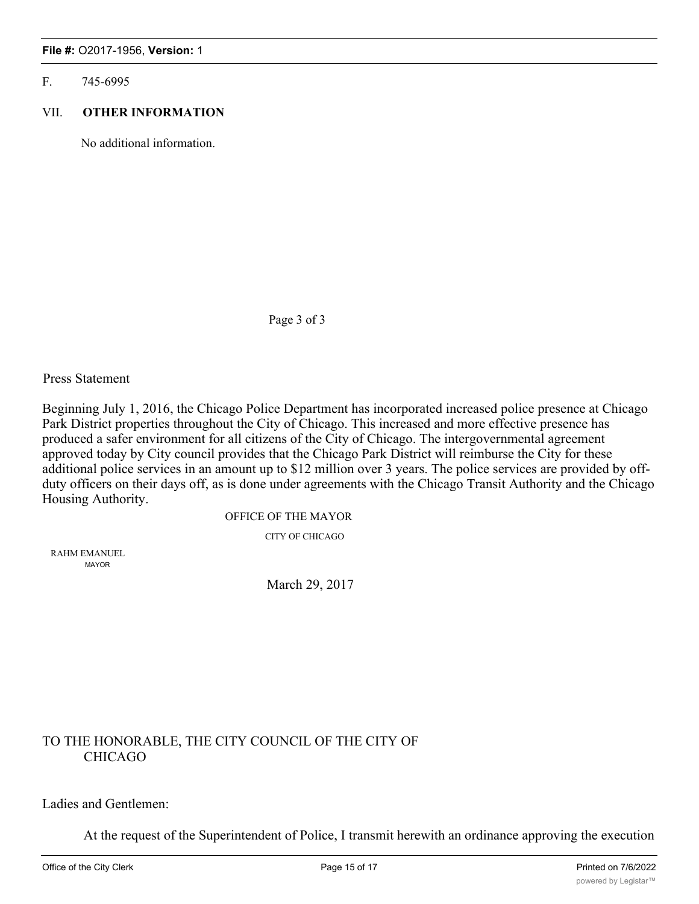F. 745-6995

VII. **OTHER INFORMATION**

No additional information.

Page 3 of 3

Press Statement

Beginning July 1, 2016, the Chicago Police Department has incorporated increased police presence at Chicago Park District properties throughout the City of Chicago. This increased and more effective presence has produced a safer environment for all citizens of the City of Chicago. The intergovernmental agreement approved today by City council provides that the Chicago Park District will reimburse the City for these additional police services in an amount up to $12 million over 3 years. The police services are provided by off-duty officers on their days off, as is done under agreements with the Chicago Transit Authority and the Chicago Housing Authority.

OFFICE OF THE MAYOR

CITY OF CHICAGO

RAHM EMANUEL
MAYOR

March 29, 2017

TO THE HONORABLE, THE CITY COUNCIL OF THE CITY OF CHICAGO

Ladies and Gentlemen:

At the request of the Superintendent of Police, I transmit herewith an ordinance approving the execution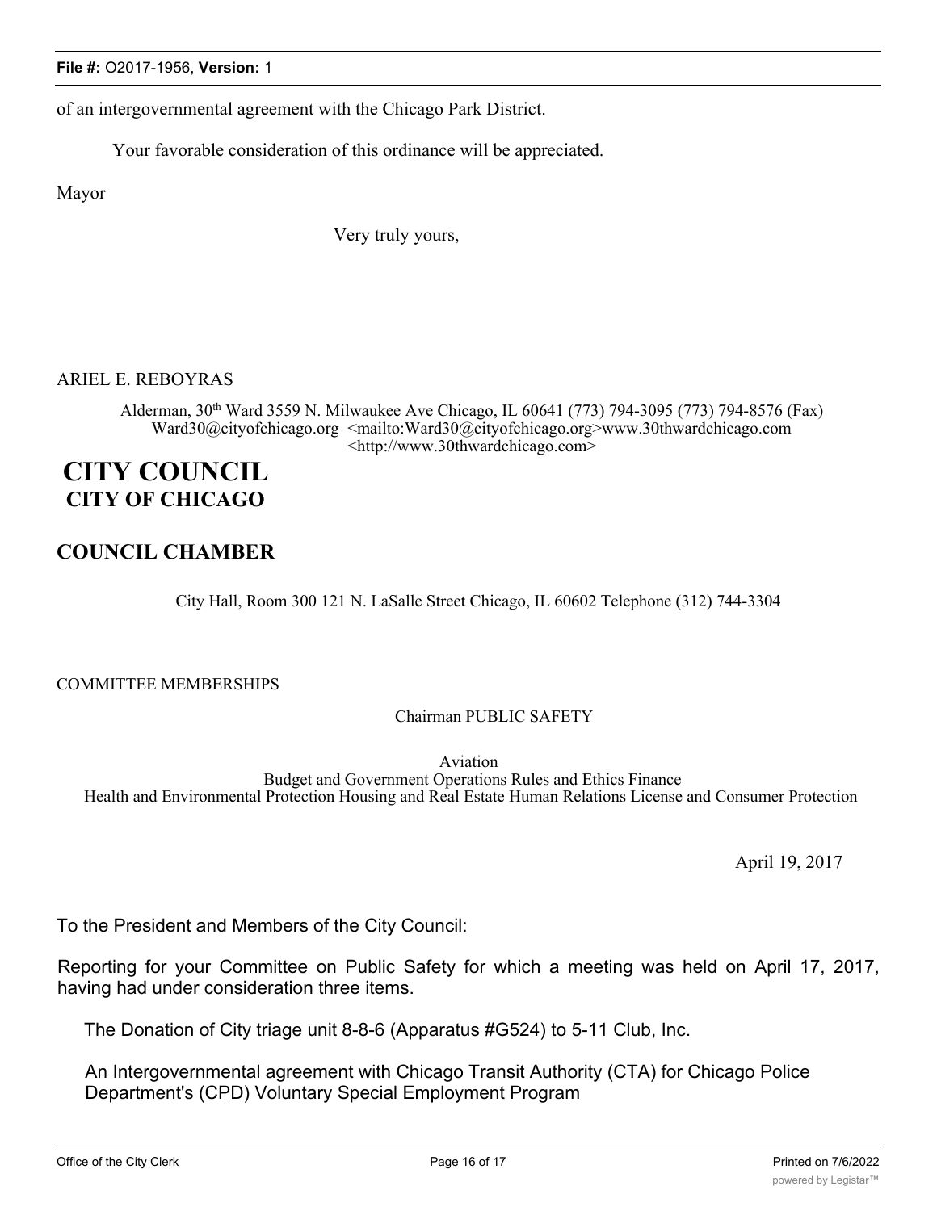of an intergovernmental agreement with the Chicago Park District.

Your favorable consideration of this ordinance will be appreciated.

Mayor

Very truly yours,

ARIEL E. REBOYRAS

Alderman, 30th Ward 3559 N. Milwaukee Ave Chicago, IL 60641 (773) 794-3095 (773) 794-8576 (Fax) Ward30@cityofchicago.org <mailto:Ward30@cityofchicago.org>www.30thwardchicago.com <http://www.30thwardchicago.com>

# CITY COUNCIL
## CITY OF CHICAGO

## COUNCIL CHAMBER

City Hall, Room 300 121 N. LaSalle Street Chicago, IL 60602 Telephone (312) 744-3304

COMMITTEE MEMBERSHIPS

Chairman PUBLIC SAFETY

Aviation
Budget and Government Operations Rules and Ethics Finance
Health and Environmental Protection Housing and Real Estate Human Relations License and Consumer Protection

April 19, 2017

To the President and Members of the City Council:

Reporting for your Committee on Public Safety for which a meeting was held on April 17, 2017, having had under consideration three items.

The Donation of City triage unit 8-8-6 (Apparatus #G524) to 5-11 Club, Inc.

An Intergovernmental agreement with Chicago Transit Authority (CTA) for Chicago Police Department's (CPD) Voluntary Special Employment Program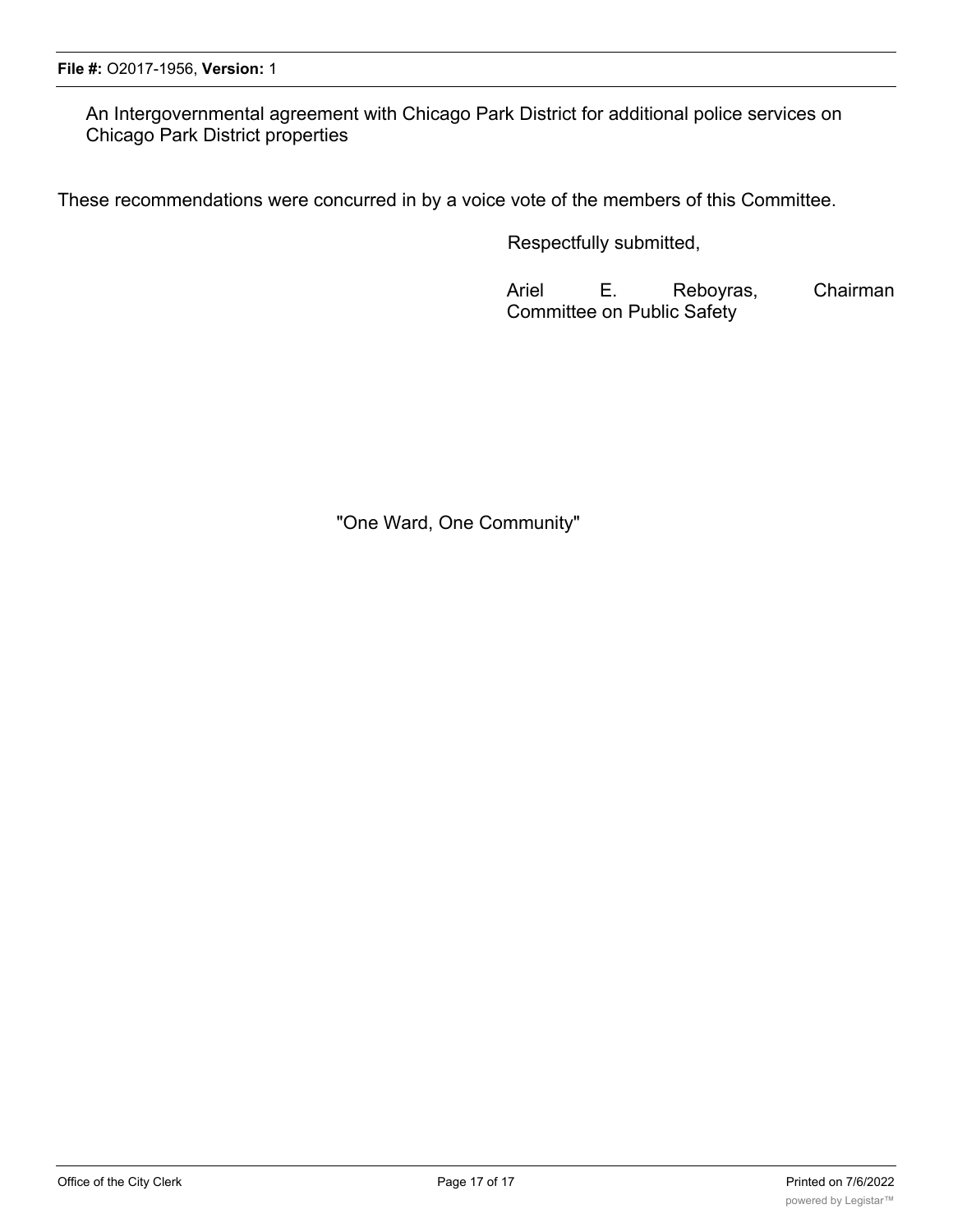An Intergovernmental agreement with Chicago Park District for additional police services on Chicago Park District properties

These recommendations were concurred in by a voice vote of the members of this Committee.

Respectfully submitted,

Ariel E. Reboyras, Chairman
Committee on Public Safety

"One Ward, One Community"